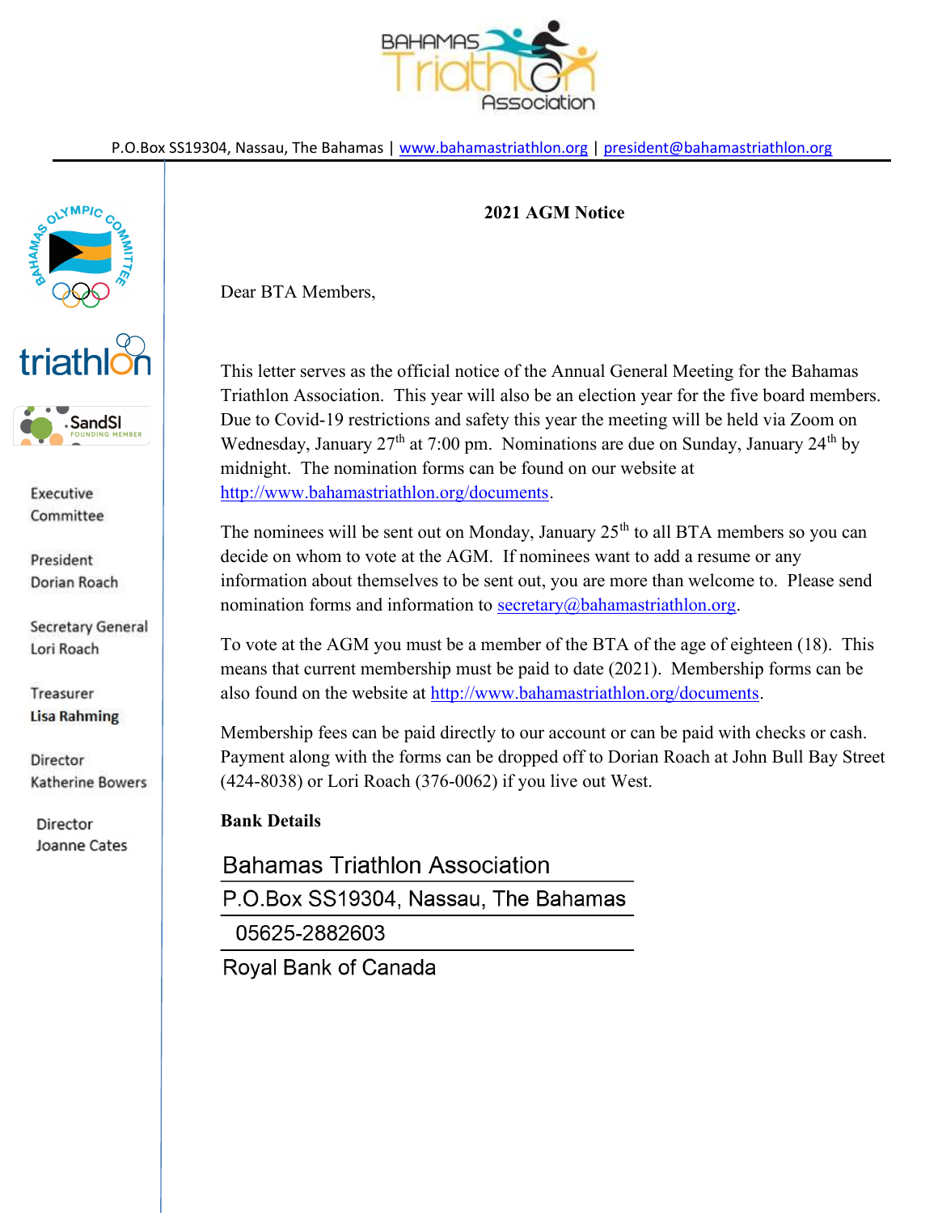P.O.Box SS19304, Nassau, The Bahamas | www.bahamastriathlon.org | president@bahamastriathlon.org

Executive Committee

President
Dorian Roach

Secretary General
Lori Roach

Treasurer
**Lisa Rahming**

Director
Katherine Bowers

Director
Joanne Cates

**2021 AGM Notice**

Dear BTA Members,

This letter serves as the official notice of the Annual General Meeting for the Bahamas Triathlon Association. This year will also be an election year for the five board members. Due to Covid-19 restrictions and safety this year the meeting will be held via Zoom on Wednesday, January 27th at 7:00 pm. Nominations are due on Sunday, January 24th by midnight. The nomination forms can be found on our website at http://www.bahamastriathlon.org/documents.

The nominees will be sent out on Monday, January 25th to all BTA members so you can decide on whom to vote at the AGM. If nominees want to add a resume or any information about themselves to be sent out, you are more than welcome to. Please send nomination forms and information to secretary@bahamastriathlon.org.

To vote at the AGM you must be a member of the BTA of the age of eighteen (18). This means that current membership must be paid to date (2021). Membership forms can be also found on the website at http://www.bahamastriathlon.org/documents.

Membership fees can be paid directly to our account or can be paid with checks or cash. Payment along with the forms can be dropped off to Dorian Roach at John Bull Bay Street (424-8038) or Lori Roach (376-0062) if you live out West.

**Bank Details**

Bahamas Triathlon Association
P.O.Box SS19304, Nassau, The Bahamas
05625-2882603
Royal Bank of Canada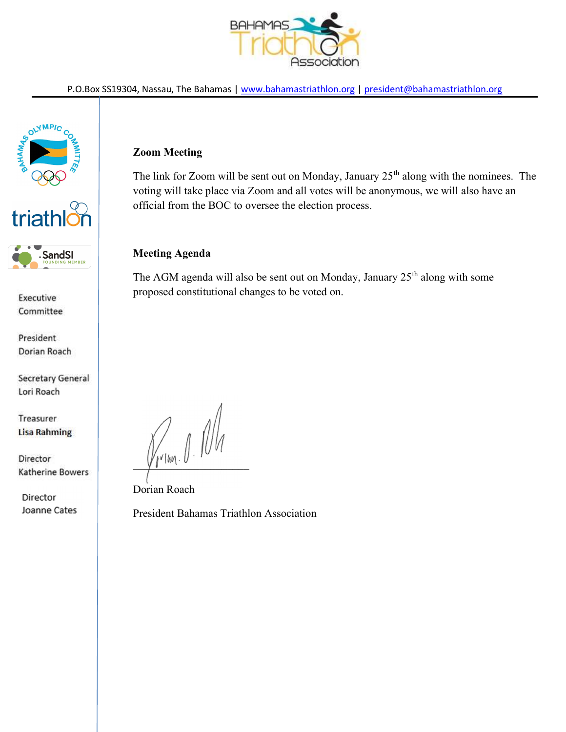P.O.Box SS19304, Nassau, The Bahamas | www.bahamastriathlon.org | president@bahamastriathlon.org

Executive Committee

President
Dorian Roach

Secretary General
Lori Roach

Treasurer
**Lisa Rahming**

Director
Katherine Bowers

Director
Joanne Cates

**Zoom Meeting**

The link for Zoom will be sent out on Monday, January 25th along with the nominees. The voting will take place via Zoom and all votes will be anonymous, we will also have an official from the BOC to oversee the election process.

**Meeting Agenda**

The AGM agenda will also be sent out on Monday, January 25th along with some proposed constitutional changes to be voted on.

Dorian Roach

President Bahamas Triathlon Association